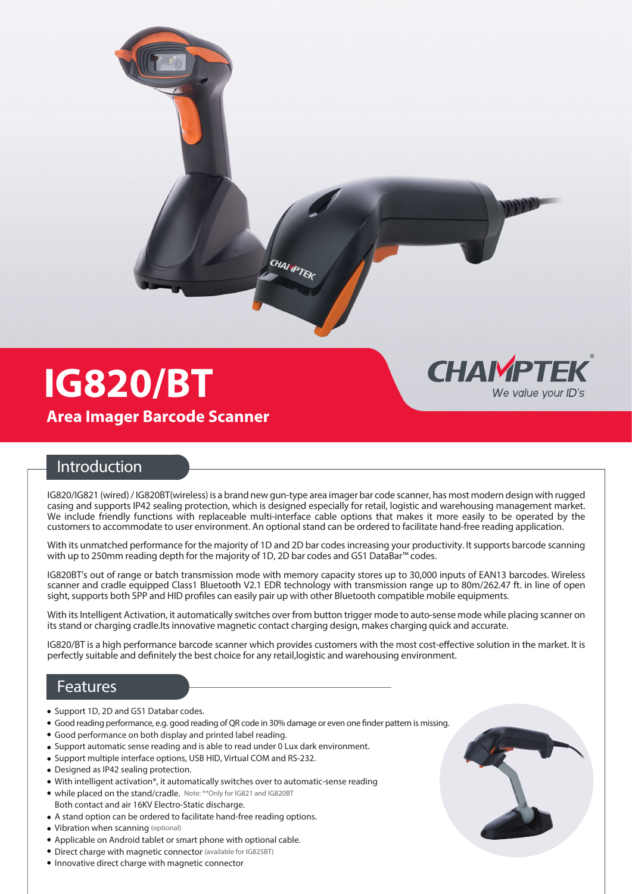# IG820/BT

## Area Imager Barcode Scanner

CHAMPTEK®
*We value your ID's*

## Introduction

IG820/IG821 (wired) / IG820BT(wireless) is a brand new gun-type area imager bar code scanner, has most modern design with rugged casing and supports IP42 sealing protection, which is designed especially for retail, logistic and warehousing management market. We include friendly functions with replaceable multi-interface cable options that makes it more easily to be operated by the customers to accommodate to user environment. An optional stand can be ordered to facilitate hand-free reading application.

With its unmatched performance for the majority of 1D and 2D bar codes increasing your productivity. It supports barcode scanning with up to 250mm reading depth for the majority of 1D, 2D bar codes and GS1 DataBar™ codes.

IG820BT's out of range or batch transmission mode with memory capacity stores up to 30,000 inputs of EAN13 barcodes. Wireless scanner and cradle equipped Class1 Bluetooth V2.1 EDR technology with transmission range up to 80m/262.47 ft. in line of open sight, supports both SPP and HID profiles can easily pair up with other Bluetooth compatible mobile equipments.

With its Intelligent Activation, it automatically switches over from button trigger mode to auto-sense mode while placing scanner on its stand or charging cradle.Its innovative magnetic contact charging design, makes charging quick and accurate.

IG820/BT is a high performance barcode scanner which provides customers with the most cost-effective solution in the market. It is perfectly suitable and definitely the best choice for any retail,logistic and warehousing environment.

## Features

- Support 1D, 2D and GS1 Databar codes.
- Good reading performance, e.g. good reading of QR code in 30% damage or even one finder pattern is missing.
- Good performance on both display and printed label reading.
- Support automatic sense reading and is able to read under 0 Lux dark environment.
- Support multiple interface options, USB HID, Virtual COM and RS-232.
- Designed as IP42 sealing protection.
- With intelligent activation*, it automatically switches over to automatic-sense reading
- while placed on the stand/cradle. Note: **Only for IG821 and IG820BT
  Both contact and air 16KV Electro-Static discharge.
- A stand option can be ordered to facilitate hand-free reading options.
- Vibration when scanning (optional)
- Applicable on Android tablet or smart phone with optional cable.
- Direct charge with magnetic connector (available for IG825BT)
- Innovative direct charge with magnetic connector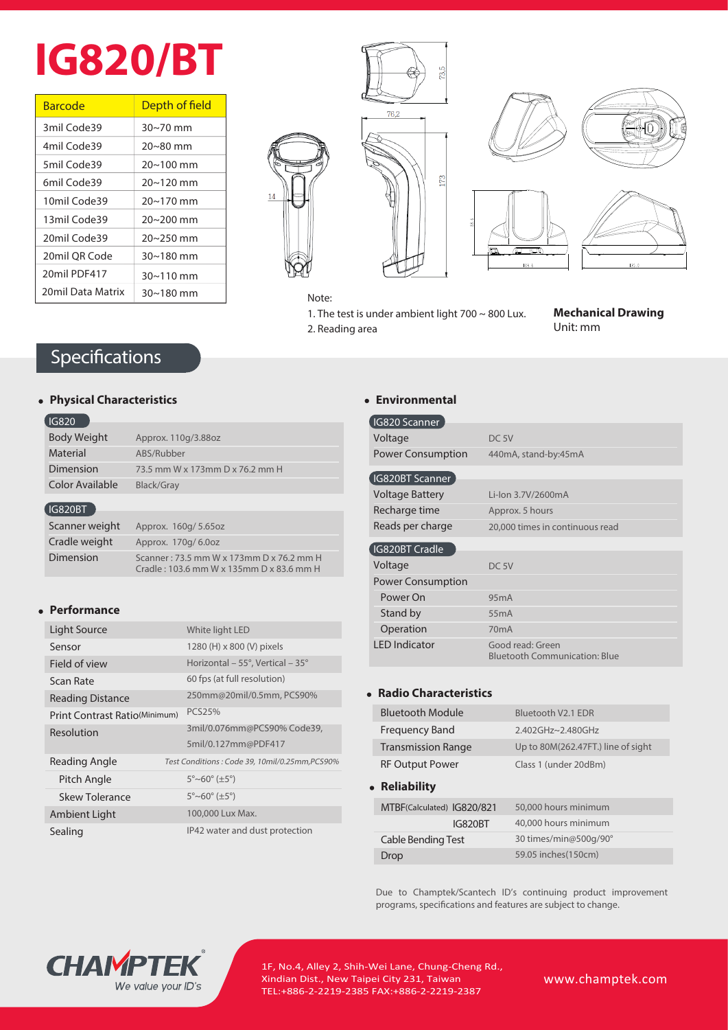# IG820/BT

| Barcode | Depth of field |
|---|---|
| 3mil Code39 | 30~70 mm |
| 4mil Code39 | 20~80 mm |
| 5mil Code39 | 20~100 mm |
| 6mil Code39 | 20~120 mm |
| 10mil Code39 | 20~170 mm |
| 13mil Code39 | 20~200 mm |
| 20mil Code39 | 20~250 mm |
| 20mil QR Code | 30~180 mm |
| 20mil PDF417 | 30~110 mm |
| 20mil Data Matrix | 30~180 mm |

73.5

76.2

14

173

Note:

1. The test is under ambient light 700 ~ 800 Lux.
2. Reading area

**Mechanical Drawing**
Unit: mm

## Specifications

### Physical Characteristics

**IG820**

| | |
|---|---|
| Body Weight | Approx. 110g/3.88oz |
| Material | ABS/Rubber |
| Dimension | 73.5 mm W x 173mm D x 76.2 mm H |
| Color Available | Black/Gray |

**IG820BT**

| | |
|---|---|
| Scanner weight | Approx. 160g/ 5.65oz |
| Cradle weight | Approx. 170g/ 6.0oz |
| Dimension | Scanner : 73.5 mm W x 173mm D x 76.2 mm H<br>Cradle : 103.6 mm W x 135mm D x 83.6 mm H |

### Performance

| | |
|---|---|
| Light Source | White light LED |
| Sensor | 1280 (H) x 800 (V) pixels |
| Field of view | Horizontal – 55°, Vertical – 35° |
| Scan Rate | 60 fps (at full resolution) |
| Reading Distance | 250mm@20mil/0.5mm, PCS90% |
| Print Contrast Ratio(Minimum) | PCS25% |
| Resolution | 3mil/0.076mm@PCS90% Code39,<br>5mil/0.127mm@PDF417 |
| Reading Angle | *Test Conditions : Code 39, 10mil/0.25mm,PCS90%* |
| Pitch Angle | 5°~60° (±5°) |
| Skew Tolerance | 5°~60° (±5°) |
| Ambient Light | 100,000 Lux Max. |
| Sealing | IP42 water and dust protection |

### Environmental

**IG820 Scanner**

| | |
|---|---|
| Voltage | DC 5V |
| Power Consumption | 440mA, stand-by:45mA |

**IG820BT Scanner**

| | |
|---|---|
| Voltage Battery | Li-Ion 3.7V/2600mA |
| Recharge time | Approx. 5 hours |
| Reads per charge | 20,000 times in continuous read |

**IG820BT Cradle**

| | |
|---|---|
| Voltage | DC 5V |
| Power Consumption | |
| Power On | 95mA |
| Stand by | 55mA |
| Operation | 70mA |
| LED Indicator | Good read: Green<br>Bluetooth Communication: Blue |

### Radio Characteristics

| | |
|---|---|
| Bluetooth Module | Bluetooth V2.1 EDR |
| Frequency Band | 2.402GHz~2.480GHz |
| Transmission Range | Up to 80M(262.47FT.) line of sight |
| RF Output Power | Class 1 (under 20dBm) |

### Reliability

| | |
|---|---|
| MTBF(Calculated) IG820/821 | 50,000 hours minimum |
| IG820BT | 40,000 hours minimum |
| Cable Bending Test | 30 times/min@500g/90° |
| Drop | 59.05 inches(150cm) |

Due to Champtek/Scantech ID's continuing product improvement programs, specifications and features are subject to change.

CHAMPTEK® We value your ID's

1F, No.4, Alley 2, Shih-Wei Lane, Chung-Cheng Rd., Xindian Dist., New Taipei City 231, Taiwan
TEL:+886-2-2219-2385 FAX:+886-2-2219-2387

www.champtek.com